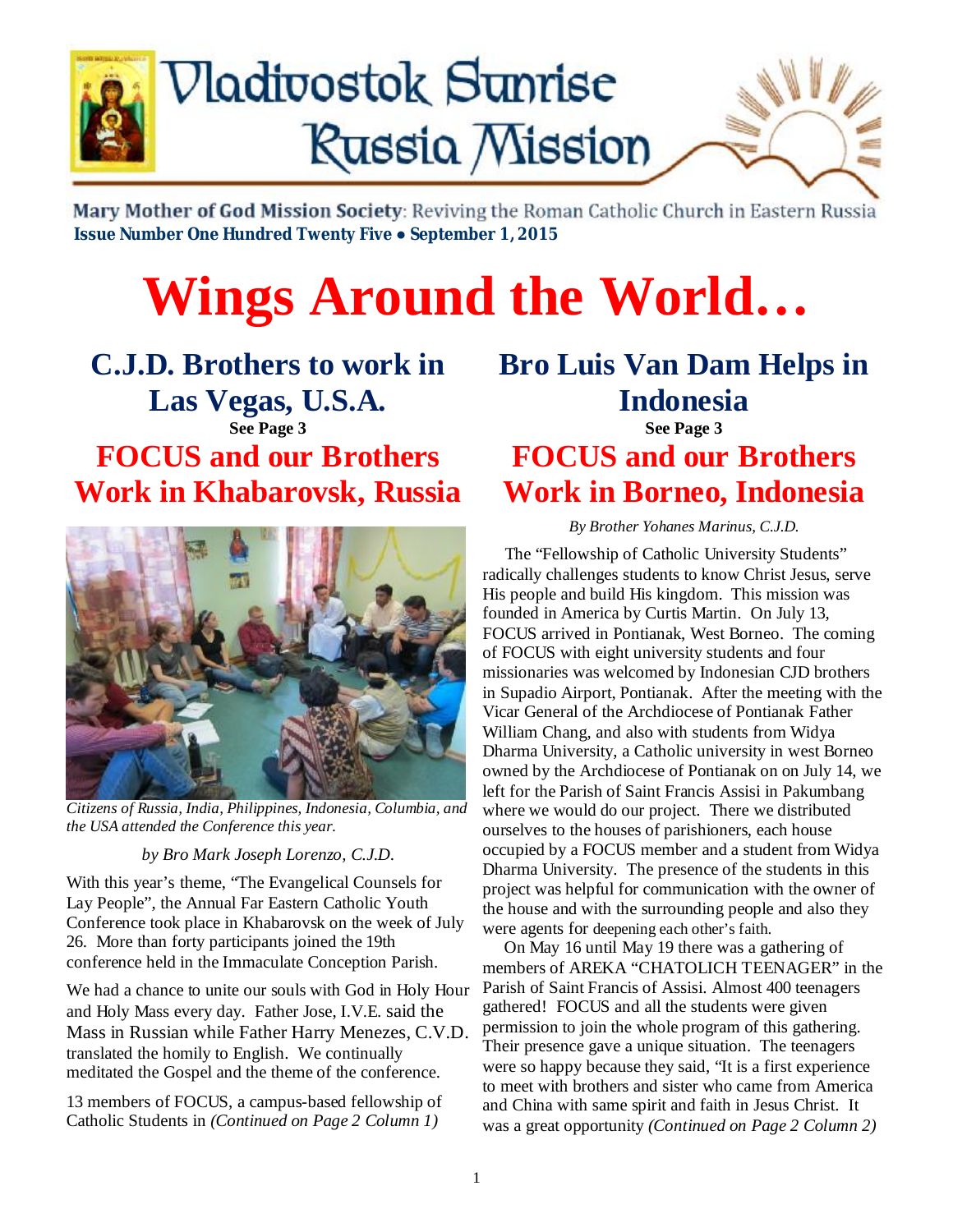# Vladivostok Sunrise Russia Mission

**Mary Mother of God Mission Society**: Reviving the Roman Catholic Church in Eastern Russia

**Issue Number One Hundred Twenty Five ● September 1, 2015**

# Wings Around the World…

## C.J.D. Brothers to work in Las Vegas, U.S.A.

**See Page 3**

## FOCUS and our Brothers Work in Khabarovsk, Russia

*Citizens of Russia, India, Philippines, Indonesia, Columbia, and the USA attended the Conference this year.*

*by Bro Mark Joseph Lorenzo, C.J.D.*

With this year's theme, "The Evangelical Counsels for Lay People", the Annual Far Eastern Catholic Youth Conference took place in Khabarovsk on the week of July 26. More than forty participants joined the 19th conference held in the Immaculate Conception Parish.

We had a chance to unite our souls with God in Holy Hour and Holy Mass every day. Father Jose, I.V.E. said the Mass in Russian while Father Harry Menezes, C.V.D. translated the homily to English. We continually meditated the Gospel and the theme of the conference.

13 members of FOCUS, a campus-based fellowship of Catholic Students in *(Continued on Page 2 Column 1)*

## Bro Luis Van Dam Helps in Indonesia

**See Page 3**

## FOCUS and our Brothers Work in Borneo, Indonesia

*By Brother Yohanes Marinus, C.J.D.*

The "Fellowship of Catholic University Students" radically challenges students to know Christ Jesus, serve His people and build His kingdom. This mission was founded in America by Curtis Martin. On July 13, FOCUS arrived in Pontianak, West Borneo. The coming of FOCUS with eight university students and four missionaries was welcomed by Indonesian CJD brothers in Supadio Airport, Pontianak. After the meeting with the Vicar General of the Archdiocese of Pontianak Father William Chang, and also with students from Widya Dharma University, a Catholic university in west Borneo owned by the Archdiocese of Pontianak on on July 14, we left for the Parish of Saint Francis Assisi in Pakumbang where we would do our project. There we distributed ourselves to the houses of parishioners, each house occupied by a FOCUS member and a student from Widya Dharma University. The presence of the students in this project was helpful for communication with the owner of the house and with the surrounding people and also they were agents for deepening each other's faith.

On May 16 until May 19 there was a gathering of members of AREKA "CHATOLICH TEENAGER" in the Parish of Saint Francis of Assisi. Almost 400 teenagers gathered! FOCUS and all the students were given permission to join the whole program of this gathering. Their presence gave a unique situation. The teenagers were so happy because they said, "It is a first experience to meet with brothers and sister who came from America and China with same spirit and faith in Jesus Christ. It was a great opportunity *(Continued on Page 2 Column 2)*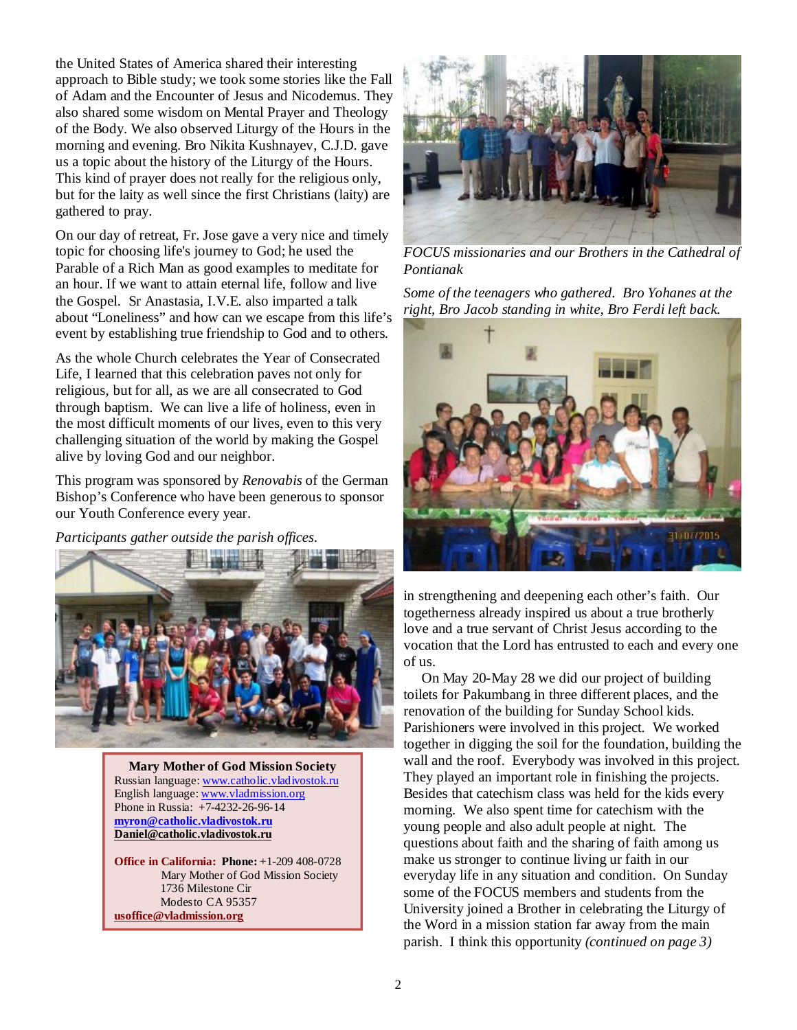the United States of America shared their interesting approach to Bible study; we took some stories like the Fall of Adam and the Encounter of Jesus and Nicodemus. They also shared some wisdom on Mental Prayer and Theology of the Body. We also observed Liturgy of the Hours in the morning and evening. Bro Nikita Kushnayev, C.J.D. gave us a topic about the history of the Liturgy of the Hours. This kind of prayer does not really for the religious only, but for the laity as well since the first Christians (laity) are gathered to pray.

On our day of retreat, Fr. Jose gave a very nice and timely topic for choosing life's journey to God; he used the Parable of a Rich Man as good examples to meditate for an hour. If we want to attain eternal life, follow and live the Gospel. Sr Anastasia, I.V.E. also imparted a talk about "Loneliness" and how can we escape from this life's event by establishing true friendship to God and to others.

As the whole Church celebrates the Year of Consecrated Life, I learned that this celebration paves not only for religious, but for all, as we are all consecrated to God through baptism. We can live a life of holiness, even in the most difficult moments of our lives, even to this very challenging situation of the world by making the Gospel alive by loving God and our neighbor.

This program was sponsored by *Renovabis* of the German Bishop's Conference who have been generous to sponsor our Youth Conference every year.

*Participants gather outside the parish offices.*

**Mary Mother of God Mission Society**
Russian language: www.catholic.vladivostok.ru
English language: www.vladmission.org
Phone in Russia: +7-4232-26-96-14
**myron@catholic.vladivostok.ru**
**Daniel@catholic.vladivostok.ru**

**Office in California: Phone:** +1-209 408-0728
Mary Mother of God Mission Society
1736 Milestone Cir
Modesto CA 95357
**usoffice@vladmission.org**

*FOCUS missionaries and our Brothers in the Cathedral of Pontianak*

*Some of the teenagers who gathered. Bro Yohanes at the right, Bro Jacob standing in white, Bro Ferdi left back.*

in strengthening and deepening each other's faith. Our togetherness already inspired us about a true brotherly love and a true servant of Christ Jesus according to the vocation that the Lord has entrusted to each and every one of us.

On May 20-May 28 we did our project of building toilets for Pakumbang in three different places, and the renovation of the building for Sunday School kids. Parishioners were involved in this project. We worked together in digging the soil for the foundation, building the wall and the roof. Everybody was involved in this project. They played an important role in finishing the projects. Besides that catechism class was held for the kids every morning. We also spent time for catechism with the young people and also adult people at night. The questions about faith and the sharing of faith among us make us stronger to continue living ur faith in our everyday life in any situation and condition. On Sunday some of the FOCUS members and students from the University joined a Brother in celebrating the Liturgy of the Word in a mission station far away from the main parish. I think this opportunity *(continued on page 3)*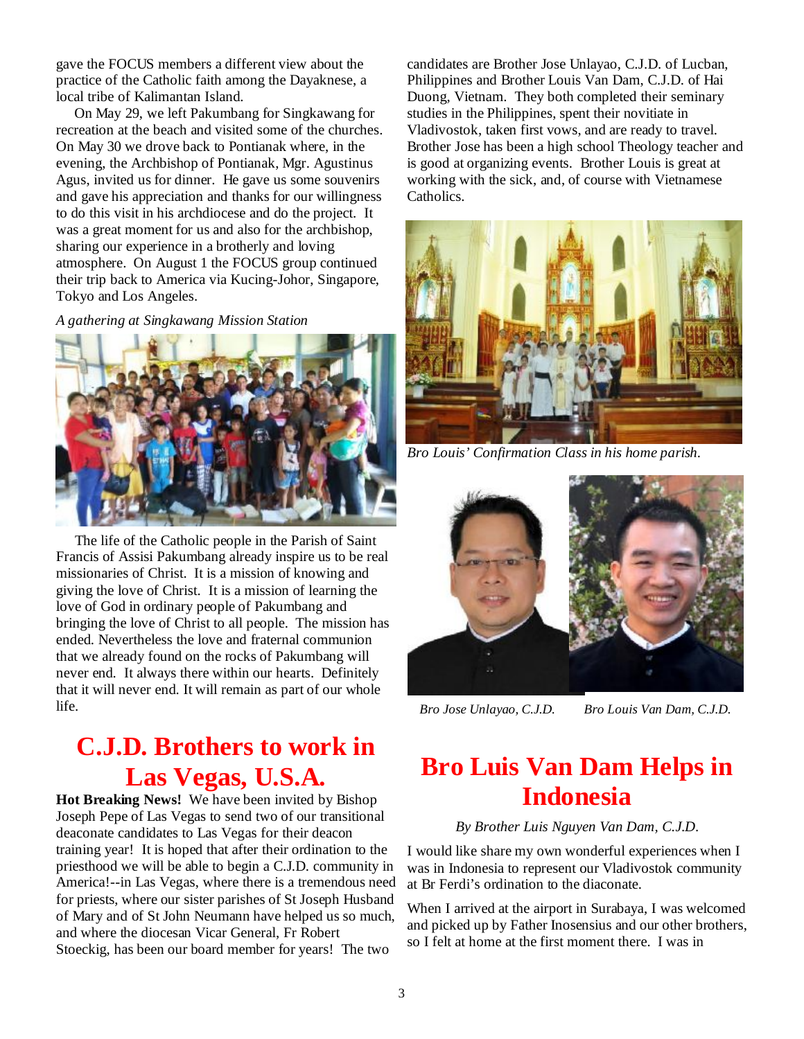gave the FOCUS members a different view about the practice of the Catholic faith among the Dayaknese, a local tribe of Kalimantan Island.

On May 29, we left Pakumbang for Singkawang for recreation at the beach and visited some of the churches. On May 30 we drove back to Pontianak where, in the evening, the Archbishop of Pontianak, Mgr. Agustinus Agus, invited us for dinner. He gave us some souvenirs and gave his appreciation and thanks for our willingness to do this visit in his archdiocese and do the project. It was a great moment for us and also for the archbishop, sharing our experience in a brotherly and loving atmosphere. On August 1 the FOCUS group continued their trip back to America via Kucing-Johor, Singapore, Tokyo and Los Angeles.

*A gathering at Singkawang Mission Station*

The life of the Catholic people in the Parish of Saint Francis of Assisi Pakumbang already inspire us to be real missionaries of Christ. It is a mission of knowing and giving the love of Christ. It is a mission of learning the love of God in ordinary people of Pakumbang and bringing the love of Christ to all people. The mission has ended. Nevertheless the love and fraternal communion that we already found on the rocks of Pakumbang will never end. It always there within our hearts. Definitely that it will never end. It will remain as part of our whole life.

# C.J.D. Brothers to work in Las Vegas, U.S.A.

**Hot Breaking News!** We have been invited by Bishop Joseph Pepe of Las Vegas to send two of our transitional deaconate candidates to Las Vegas for their deacon training year! It is hoped that after their ordination to the priesthood we will be able to begin a C.J.D. community in America!--in Las Vegas, where there is a tremendous need for priests, where our sister parishes of St Joseph Husband of Mary and of St John Neumann have helped us so much, and where the diocesan Vicar General, Fr Robert Stoeckig, has been our board member for years! The two candidates are Brother Jose Unlayao, C.J.D. of Lucban, Philippines and Brother Louis Van Dam, C.J.D. of Hai Duong, Vietnam. They both completed their seminary studies in the Philippines, spent their novitiate in Vladivostok, taken first vows, and are ready to travel. Brother Jose has been a high school Theology teacher and is good at organizing events. Brother Louis is great at working with the sick, and, of course with Vietnamese Catholics.

*Bro Louis' Confirmation Class in his home parish.*

*Bro Jose Unlayao, C.J.D.*     *Bro Louis Van Dam, C.J.D.*

# Bro Luis Van Dam Helps in Indonesia

*By Brother Luis Nguyen Van Dam, C.J.D.*

I would like share my own wonderful experiences when I was in Indonesia to represent our Vladivostok community at Br Ferdi's ordination to the diaconate.

When I arrived at the airport in Surabaya, I was welcomed and picked up by Father Inosensius and our other brothers, so I felt at home at the first moment there. I was in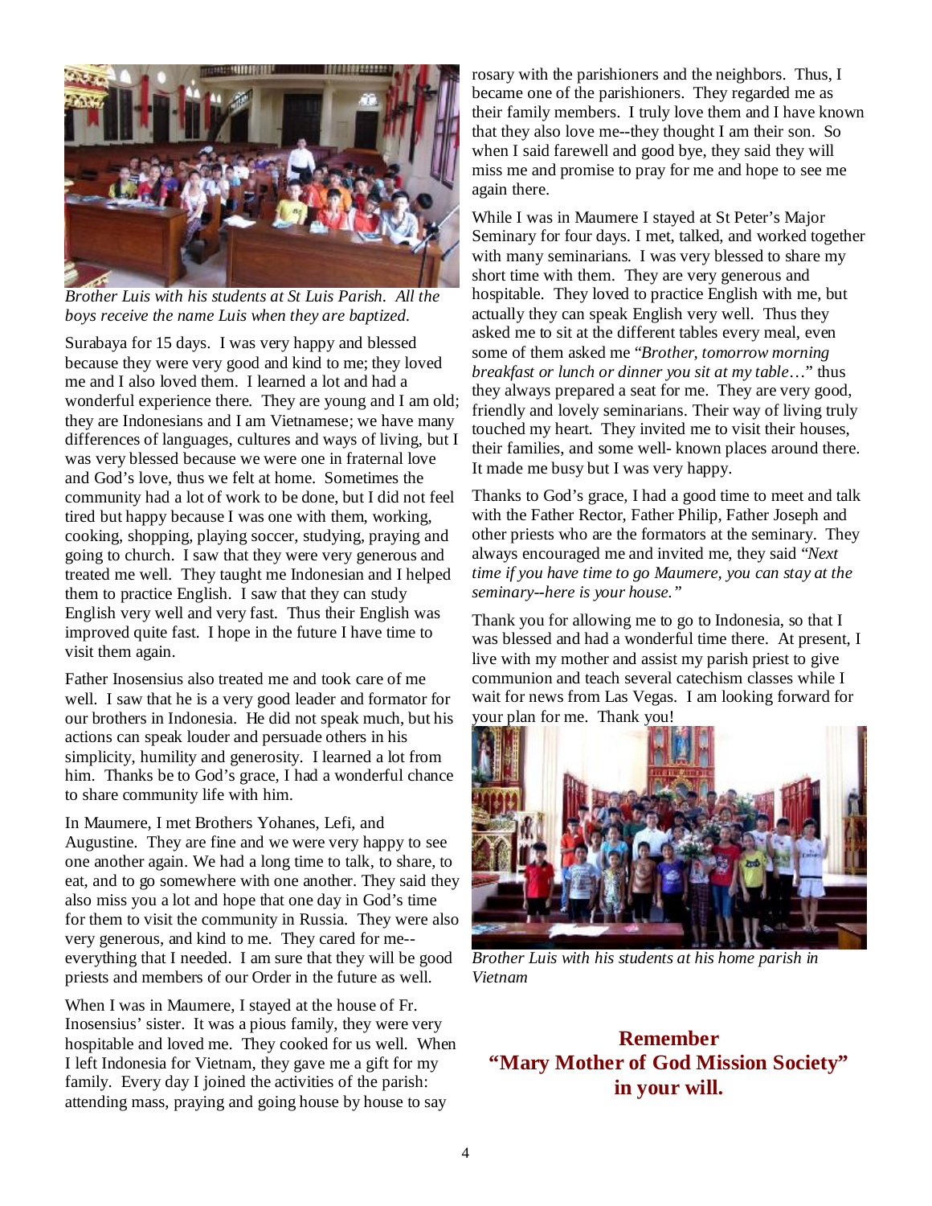*Brother Luis with his students at St Luis Parish. All the boys receive the name Luis when they are baptized.*

Surabaya for 15 days. I was very happy and blessed because they were very good and kind to me; they loved me and I also loved them. I learned a lot and had a wonderful experience there. They are young and I am old; they are Indonesians and I am Vietnamese; we have many differences of languages, cultures and ways of living, but I was very blessed because we were one in fraternal love and God's love, thus we felt at home. Sometimes the community had a lot of work to be done, but I did not feel tired but happy because I was one with them, working, cooking, shopping, playing soccer, studying, praying and going to church. I saw that they were very generous and treated me well. They taught me Indonesian and I helped them to practice English. I saw that they can study English very well and very fast. Thus their English was improved quite fast. I hope in the future I have time to visit them again.

Father Inosensius also treated me and took care of me well. I saw that he is a very good leader and formator for our brothers in Indonesia. He did not speak much, but his actions can speak louder and persuade others in his simplicity, humility and generosity. I learned a lot from him. Thanks be to God's grace, I had a wonderful chance to share community life with him.

In Maumere, I met Brothers Yohanes, Lefi, and Augustine. They are fine and we were very happy to see one another again. We had a long time to talk, to share, to eat, and to go somewhere with one another. They said they also miss you a lot and hope that one day in God's time for them to visit the community in Russia. They were also very generous, and kind to me. They cared for me--everything that I needed. I am sure that they will be good priests and members of our Order in the future as well.

When I was in Maumere, I stayed at the house of Fr. Inosensius' sister. It was a pious family, they were very hospitable and loved me. They cooked for us well. When I left Indonesia for Vietnam, they gave me a gift for my family. Every day I joined the activities of the parish: attending mass, praying and going house by house to say rosary with the parishioners and the neighbors. Thus, I became one of the parishioners. They regarded me as their family members. I truly love them and I have known that they also love me--they thought I am their son. So when I said farewell and good bye, they said they will miss me and promise to pray for me and hope to see me again there.

While I was in Maumere I stayed at St Peter's Major Seminary for four days. I met, talked, and worked together with many seminarians. I was very blessed to share my short time with them. They are very generous and hospitable. They loved to practice English with me, but actually they can speak English very well. Thus they asked me to sit at the different tables every meal, even some of them asked me "*Brother, tomorrow morning breakfast or lunch or dinner you sit at my table*…" thus they always prepared a seat for me. They are very good, friendly and lovely seminarians. Their way of living truly touched my heart. They invited me to visit their houses, their families, and some well- known places around there. It made me busy but I was very happy.

Thanks to God's grace, I had a good time to meet and talk with the Father Rector, Father Philip, Father Joseph and other priests who are the formators at the seminary. They always encouraged me and invited me, they said *"Next time if you have time to go Maumere, you can stay at the seminary--here is your house."*

Thank you for allowing me to go to Indonesia, so that I was blessed and had a wonderful time there. At present, I live with my mother and assist my parish priest to give communion and teach several catechism classes while I wait for news from Las Vegas. I am looking forward for your plan for me. Thank you!

*Brother Luis with his students at his home parish in Vietnam*

**Remember**
**"Mary Mother of God Mission Society"**
**in your will.**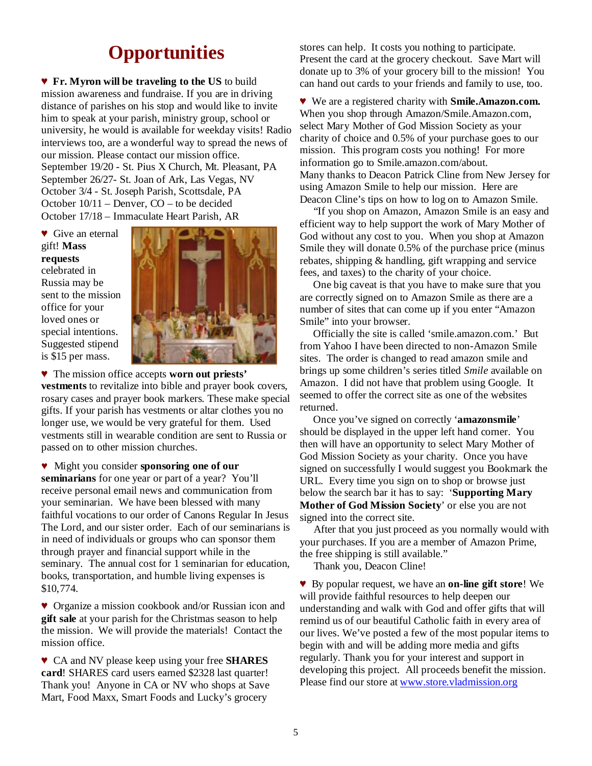# Opportunities

♥ **Fr. Myron will be traveling to the US** to build mission awareness and fundraise. If you are in driving distance of parishes on his stop and would like to invite him to speak at your parish, ministry group, school or university, he would is available for weekday visits! Radio interviews too, are a wonderful way to spread the news of our mission. Please contact our mission office.
September 19/20 - St. Pius X Church, Mt. Pleasant, PA
September 26/27- St. Joan of Ark, Las Vegas, NV
October 3/4 - St. Joseph Parish, Scottsdale, PA
October 10/11 – Denver, CO – to be decided
October 17/18 – Immaculate Heart Parish, AR

♥ Give an eternal gift! **Mass requests** celebrated in Russia may be sent to the mission office for your loved ones or special intentions. Suggested stipend is $15 per mass.

♥ The mission office accepts **worn out priests' vestments** to revitalize into bible and prayer book covers, rosary cases and prayer book markers. These make special gifts. If your parish has vestments or altar clothes you no longer use, we would be very grateful for them. Used vestments still in wearable condition are sent to Russia or passed on to other mission churches.

♥ Might you consider **sponsoring one of our seminarians** for one year or part of a year? You'll receive personal email news and communication from your seminarian. We have been blessed with many faithful vocations to our order of Canons Regular In Jesus The Lord, and our sister order. Each of our seminarians is in need of individuals or groups who can sponsor them through prayer and financial support while in the seminary. The annual cost for 1 seminarian for education, books, transportation, and humble living expenses is $10,774.

♥ Organize a mission cookbook and/or Russian icon and **gift sale** at your parish for the Christmas season to help the mission. We will provide the materials! Contact the mission office.

♥ CA and NV please keep using your free **SHARES card**! SHARES card users earned $2328 last quarter! Thank you! Anyone in CA or NV who shops at Save Mart, Food Maxx, Smart Foods and Lucky's grocery stores can help. It costs you nothing to participate. Present the card at the grocery checkout. Save Mart will donate up to 3% of your grocery bill to the mission! You can hand out cards to your friends and family to use, too.

♥ We are a registered charity with **Smile.Amazon.com.** When you shop through Amazon/Smile.Amazon.com, select Mary Mother of God Mission Society as your charity of choice and 0.5% of your purchase goes to our mission. This program costs you nothing! For more information go to Smile.amazon.com/about.
Many thanks to Deacon Patrick Cline from New Jersey for using Amazon Smile to help our mission. Here are Deacon Cline's tips on how to log on to Amazon Smile.

"If you shop on Amazon, Amazon Smile is an easy and efficient way to help support the work of Mary Mother of God without any cost to you. When you shop at Amazon Smile they will donate 0.5% of the purchase price (minus rebates, shipping & handling, gift wrapping and service fees, and taxes) to the charity of your choice.

One big caveat is that you have to make sure that you are correctly signed on to Amazon Smile as there are a number of sites that can come up if you enter "Amazon Smile" into your browser.

Officially the site is called 'smile.amazon.com.' But from Yahoo I have been directed to non-Amazon Smile sites. The order is changed to read amazon smile and brings up some children's series titled *Smile* available on Amazon. I did not have that problem using Google. It seemed to offer the correct site as one of the websites returned.

Once you've signed on correctly '**amazonsmile**' should be displayed in the upper left hand corner. You then will have an opportunity to select Mary Mother of God Mission Society as your charity. Once you have signed on successfully I would suggest you Bookmark the URL. Every time you sign on to shop or browse just below the search bar it has to say: '**Supporting Mary Mother of God Mission Society**' or else you are not signed into the correct site.

After that you just proceed as you normally would with your purchases. If you are a member of Amazon Prime, the free shipping is still available."

Thank you, Deacon Cline!

♥ By popular request, we have an **on-line gift store**! We will provide faithful resources to help deepen our understanding and walk with God and offer gifts that will remind us of our beautiful Catholic faith in every area of our lives. We've posted a few of the most popular items to begin with and will be adding more media and gifts regularly. Thank you for your interest and support in developing this project. All proceeds benefit the mission. Please find our store at [www.store.vladmission.org](www.store.vladmission.org)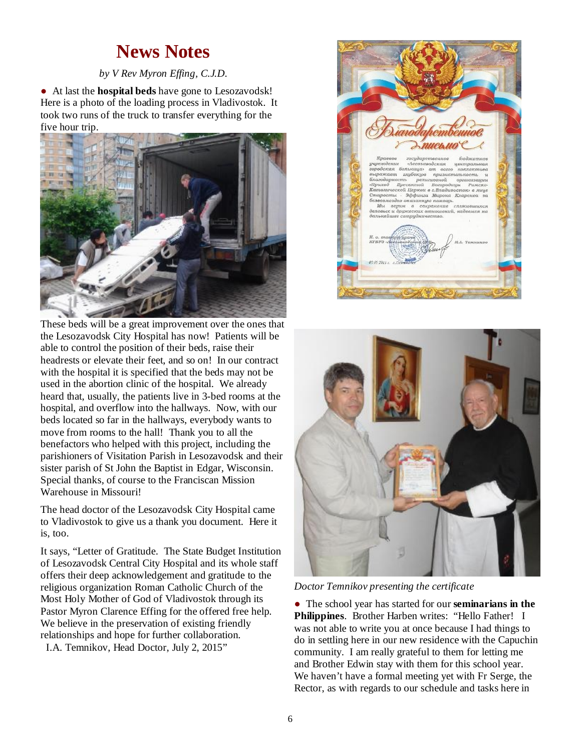# News Notes

*by V Rev Myron Effing, C.J.D.*

● At last the **hospital beds** have gone to Lesozavodsk! Here is a photo of the loading process in Vladivostok. It took two runs of the truck to transfer everything for the five hour trip.

These beds will be a great improvement over the ones that the Lesozavodsk City Hospital has now! Patients will be able to control the position of their beds, raise their headrests or elevate their feet, and so on! In our contract with the hospital it is specified that the beds may not be used in the abortion clinic of the hospital. We already heard that, usually, the patients live in 3-bed rooms at the hospital, and overflow into the hallways. Now, with our beds located so far in the hallways, everybody wants to move from rooms to the hall! Thank you to all the benefactors who helped with this project, including the parishioners of Visitation Parish in Lesozavodsk and their sister parish of St John the Baptist in Edgar, Wisconsin. Special thanks, of course to the Franciscan Mission Warehouse in Missouri!

The head doctor of the Lesozavodsk City Hospital came to Vladivostok to give us a thank you document. Here it is, too.

It says, "Letter of Gratitude. The State Budget Institution of Lesozavodsk Central City Hospital and its whole staff offers their deep acknowledgement and gratitude to the religious organization Roman Catholic Church of the Most Holy Mother of God of Vladivostok through its Pastor Myron Clarence Effing for the offered free help. We believe in the preservation of existing friendly relationships and hope for further collaboration.
I.A. Temnikov, Head Doctor, July 2, 2015"

*Doctor Temnikov presenting the certificate*

● The school year has started for our **seminarians in the Philippines**. Brother Harben writes: "Hello Father! I was not able to write you at once because I had things to do in settling here in our new residence with the Capuchin community. I am really grateful to them for letting me and Brother Edwin stay with them for this school year. We haven't have a formal meeting yet with Fr Serge, the Rector, as with regards to our schedule and tasks here in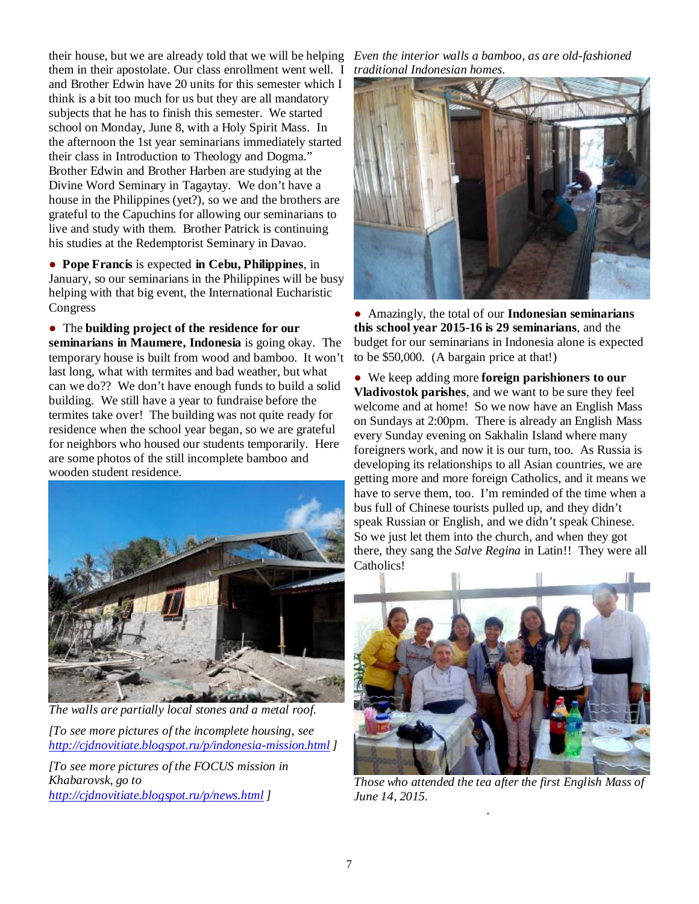their house, but we are already told that we will be helping them in their apostolate. Our class enrollment went well. I and Brother Edwin have 20 units for this semester which I think is a bit too much for us but they are all mandatory subjects that he has to finish this semester. We started school on Monday, June 8, with a Holy Spirit Mass. In the afternoon the 1st year seminarians immediately started their class in Introduction to Theology and Dogma." Brother Edwin and Brother Harben are studying at the Divine Word Seminary in Tagaytay. We don't have a house in the Philippines (yet?), so we and the brothers are grateful to the Capuchins for allowing our seminarians to live and study with them. Brother Patrick is continuing his studies at the Redemptorist Seminary in Davao.

- **Pope Francis** is expected **in Cebu, Philippines**, in January, so our seminarians in the Philippines will be busy helping with that big event, the International Eucharistic Congress

- The **building project of the residence for our seminarians in Maumere, Indonesia** is going okay. The temporary house is built from wood and bamboo. It won't last long, what with termites and bad weather, but what can we do?? We don't have enough funds to build a solid building. We still have a year to fundraise before the termites take over! The building was not quite ready for residence when the school year began, so we are grateful for neighbors who housed our students temporarily. Here are some photos of the still incomplete bamboo and wooden student residence.

*The walls are partially local stones and a metal roof.*

*[To see more pictures of the incomplete housing, see http://cjdnovitiate.blogspot.ru/p/indonesia-mission.html ]*

*[To see more pictures of the FOCUS mission in Khabarovsk, go to http://cjdnovitiate.blogspot.ru/p/news.html ]*

*Even the interior walls a bamboo, as are old-fashioned traditional Indonesian homes.*

- Amazingly, the total of our **Indonesian seminarians this school year 2015-16 is 29 seminarians**, and the budget for our seminarians in Indonesia alone is expected to be $50,000. (A bargain price at that!)

- We keep adding more **foreign parishioners to our Vladivostok parishes**, and we want to be sure they feel welcome and at home! So we now have an English Mass on Sundays at 2:00pm. There is already an English Mass every Sunday evening on Sakhalin Island where many foreigners work, and now it is our turn, too. As Russia is developing its relationships to all Asian countries, we are getting more and more foreign Catholics, and it means we have to serve them, too. I'm reminded of the time when a bus full of Chinese tourists pulled up, and they didn't speak Russian or English, and we didn't speak Chinese. So we just let them into the church, and when they got there, they sang the *Salve Regina* in Latin!! They were all Catholics!

*Those who attended the tea after the first English Mass of June 14, 2015.*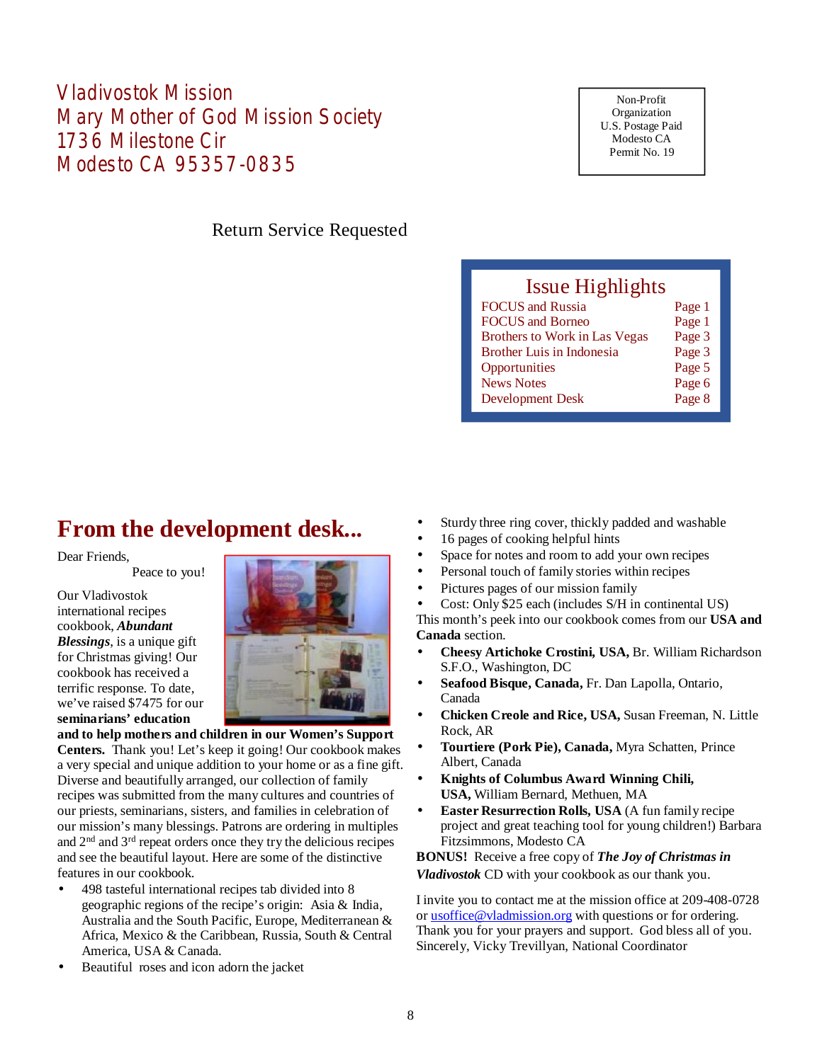Vladivostok Mission
Mary Mother of God Mission Society
1736 Milestone Cir
Modesto CA 95357-0835

Non-Profit Organization
U.S. Postage Paid
Modesto CA
Permit No. 19

Return Service Requested

## Issue Highlights

| | |
|---|---|
| FOCUS and Russia | Page 1 |
| FOCUS and Borneo | Page 1 |
| Brothers to Work in Las Vegas | Page 3 |
| Brother Luis in Indonesia | Page 3 |
| Opportunities | Page 5 |
| News Notes | Page 6 |
| Development Desk | Page 8 |

# From the development desk...

Dear Friends,

Peace to you!

Our Vladivostok international recipes cookbook, ***Abundant Blessings***, is a unique gift for Christmas giving! Our cookbook has received a terrific response. To date, we've raised $7475 for our **seminarians' education and to help mothers and children in our Women's Support Centers.** Thank you! Let's keep it going! Our cookbook makes a very special and unique addition to your home or as a fine gift. Diverse and beautifully arranged, our collection of family recipes was submitted from the many cultures and countries of our priests, seminarians, sisters, and families in celebration of our mission's many blessings. Patrons are ordering in multiples and 2nd and 3rd repeat orders once they try the delicious recipes and see the beautiful layout. Here are some of the distinctive features in our cookbook.

- 498 tasteful international recipes tab divided into 8 geographic regions of the recipe's origin: Asia & India, Australia and the South Pacific, Europe, Mediterranean & Africa, Mexico & the Caribbean, Russia, South & Central America, USA & Canada.
- Beautiful roses and icon adorn the jacket
- Sturdy three ring cover, thickly padded and washable
- 16 pages of cooking helpful hints
- Space for notes and room to add your own recipes
- Personal touch of family stories within recipes
- Pictures pages of our mission family
- Cost: Only $25 each (includes S/H in continental US)

This month's peek into our cookbook comes from our **USA and Canada** section.

- **Cheesy Artichoke Crostini, USA,** Br. William Richardson S.F.O., Washington, DC
- **Seafood Bisque, Canada,** Fr. Dan Lapolla, Ontario, Canada
- **Chicken Creole and Rice, USA,** Susan Freeman, N. Little Rock, AR
- **Tourtiere (Pork Pie), Canada,** Myra Schatten, Prince Albert, Canada
- **Knights of Columbus Award Winning Chili, USA,** William Bernard, Methuen, MA
- **Easter Resurrection Rolls, USA** (A fun family recipe project and great teaching tool for young children!) Barbara Fitzsimmons, Modesto CA

**BONUS!** Receive a free copy of ***The Joy of Christmas in Vladivostok*** CD with your cookbook as our thank you.

I invite you to contact me at the mission office at 209-408-0728 or usoffice@vladmission.org with questions or for ordering. Thank you for your prayers and support. God bless all of you.
Sincerely, Vicky Trevillyan, National Coordinator